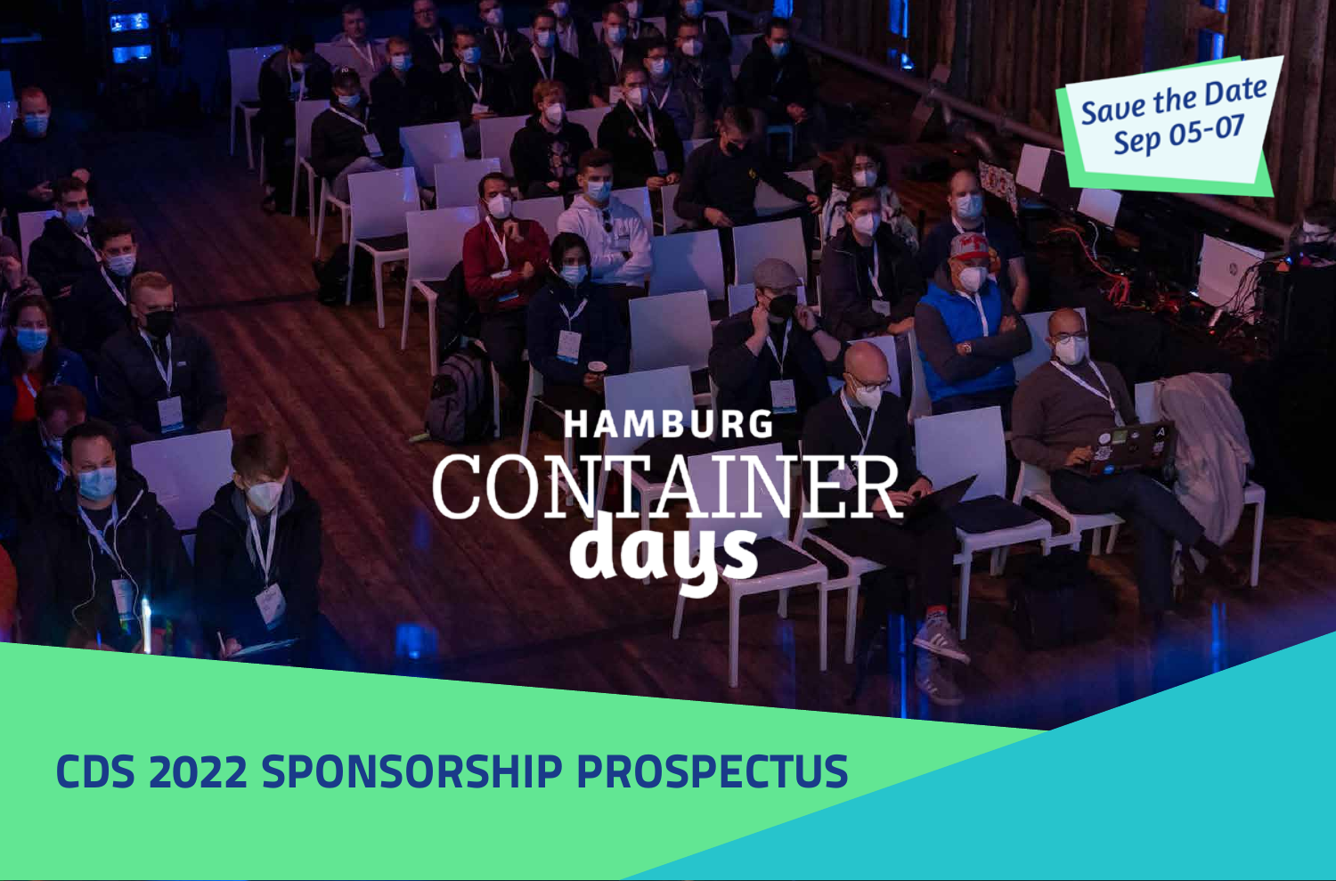Save the Date
Sep 05-07

HAMBURG CONTAINER days

# CDS 2022 SPONSORSHIP PROSPECTUS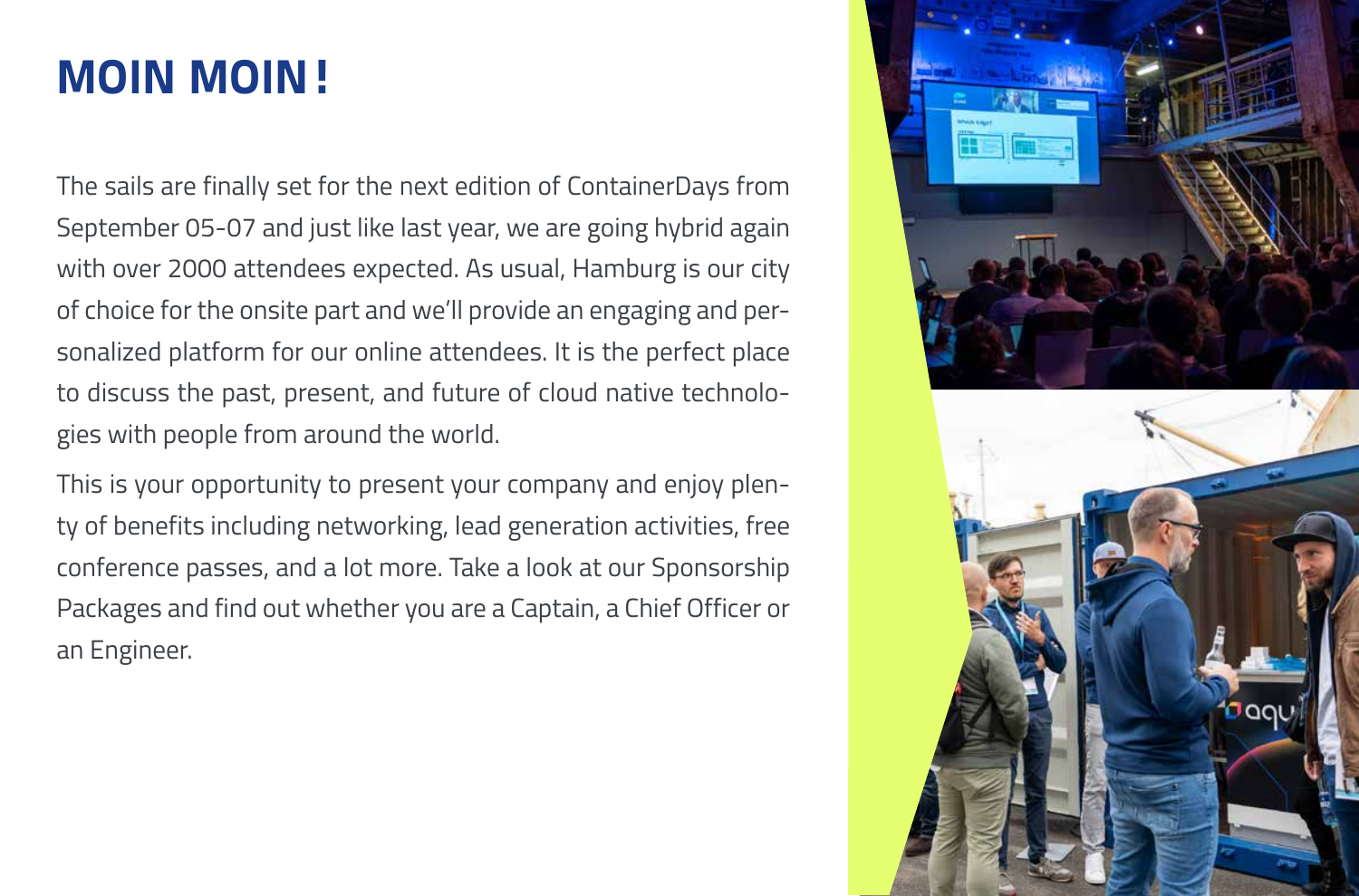# MOIN MOIN!

The sails are finally set for the next edition of ContainerDays from September 05-07 and just like last year, we are going hybrid again with over 2000 attendees expected. As usual, Hamburg is our city of choice for the onsite part and we'll provide an engaging and personalized platform for our online attendees. It is the perfect place to discuss the past, present, and future of cloud native technologies with people from around the world.

This is your opportunity to present your company and enjoy plenty of benefits including networking, lead generation activities, free conference passes, and a lot more. Take a look at our Sponsorship Packages and find out whether you are a Captain, a Chief Officer or an Engineer.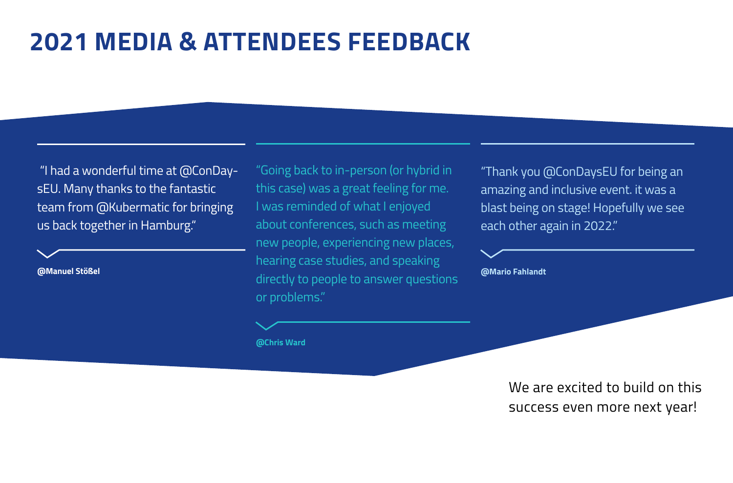# 2021 MEDIA & ATTENDEES FEEDBACK

"I had a wonderful time at @ConDaysEU. Many thanks to the fantastic team from @Kubermatic for bringing us back together in Hamburg."

**@Manuel Stößel**

"Going back to in-person (or hybrid in this case) was a great feeling for me. I was reminded of what I enjoyed about conferences, such as meeting new people, experiencing new places, hearing case studies, and speaking directly to people to answer questions or problems."

**@Chris Ward**

"Thank you @ConDaysEU for being an amazing and inclusive event. it was a blast being on stage! Hopefully we see each other again in 2022."

**@Mario Fahlandt**

We are excited to build on this success even more next year!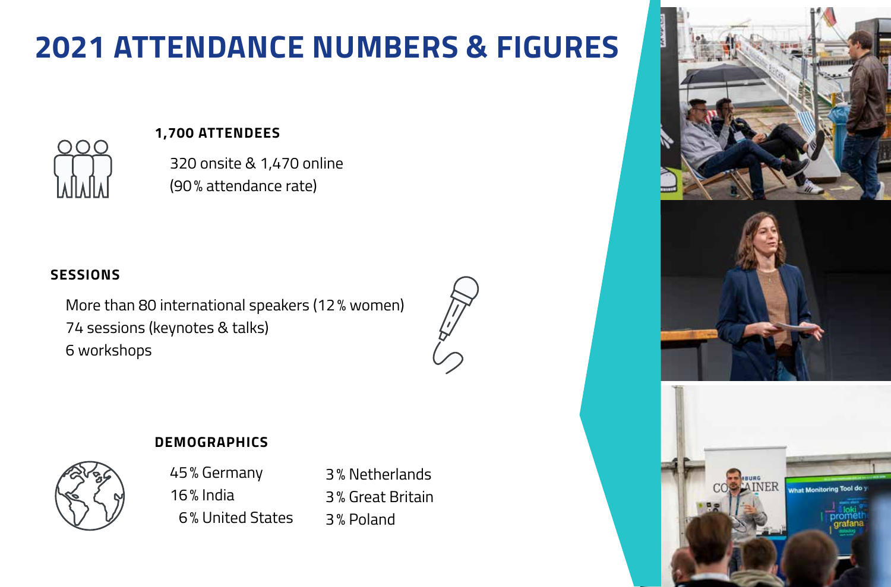# 2021 ATTENDANCE NUMBERS & FIGURES

### 1,700 ATTENDEES

320 onsite & 1,470 online
(90 % attendance rate)

### SESSIONS

More than 80 international speakers (12 % women)
74 sessions (keynotes & talks)
6 workshops

### DEMOGRAPHICS

45 % Germany
16 % India
6 % United States
3 % Netherlands
3 % Great Britain
3 % Poland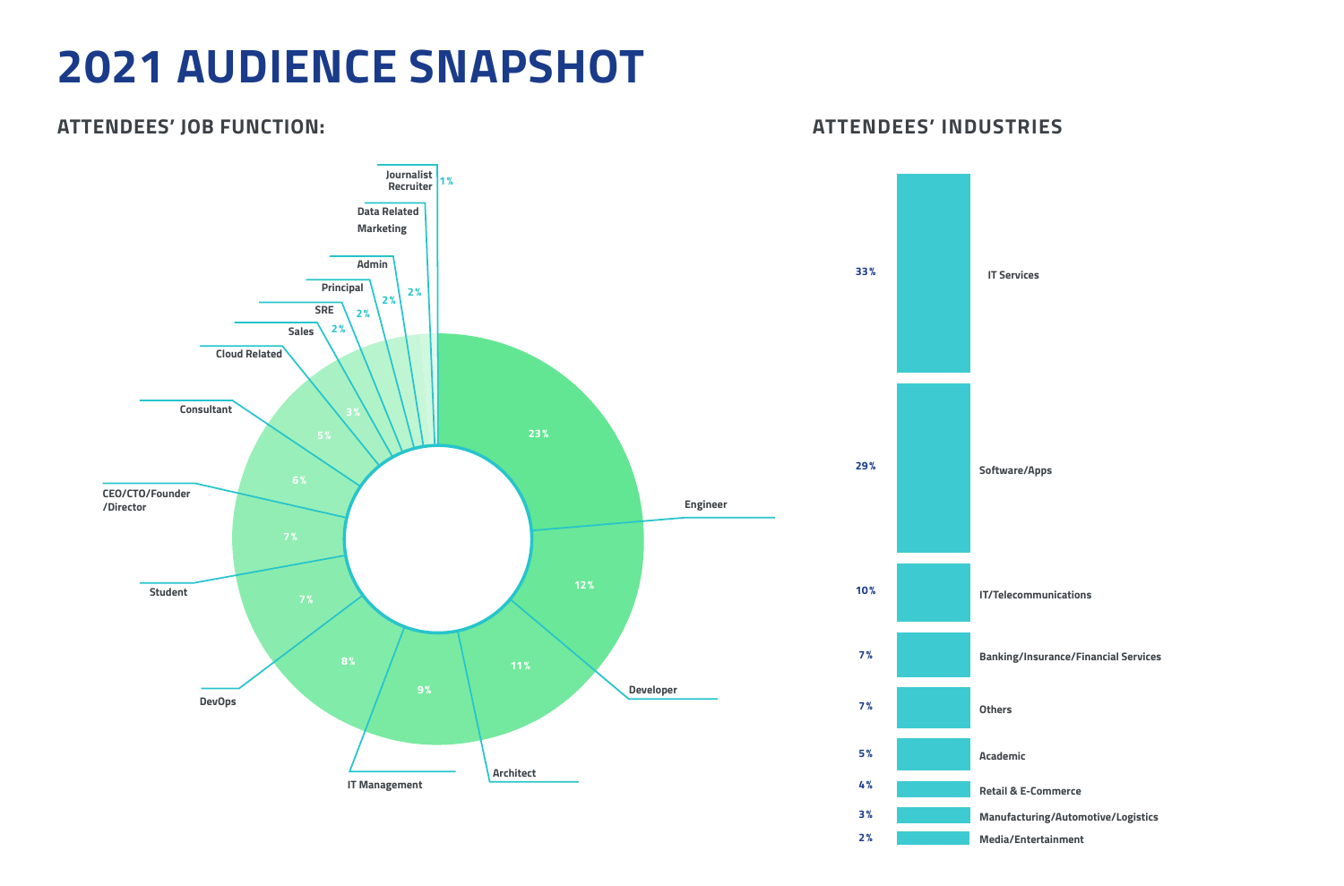# 2021 AUDIENCE SNAPSHOT

## ATTENDEES' JOB FUNCTION:

| Job Function | Percentage |
|---|---|
| Engineer | 23% |
| Developer | 12% |
| Architect | 11% |
| IT Management | 9% |
| DevOps | 8% |
| Student | 7% |
| CEO/CTO/Founder /Director | 7% |
| Consultant | 6% |
| Cloud Related | 5% |
| Sales | 3% |
| SRE | 2% |
| Principal | 2% |
| Admin | 2% |
| Data Related Marketing | 2% |
| Journalist Recruiter | 1% |

## ATTENDEES' INDUSTRIES

| Industry | Percentage |
|---|---|
| IT Services | 33% |
| Software/Apps | 29% |
| IT/Telecommunications | 10% |
| Banking/Insurance/Financial Services | 7% |
| Others | 7% |
| Academic | 5% |
| Retail & E-Commerce | 4% |
| Manufacturing/Automotive/Logistics | 3% |
| Media/Entertainment | 2% |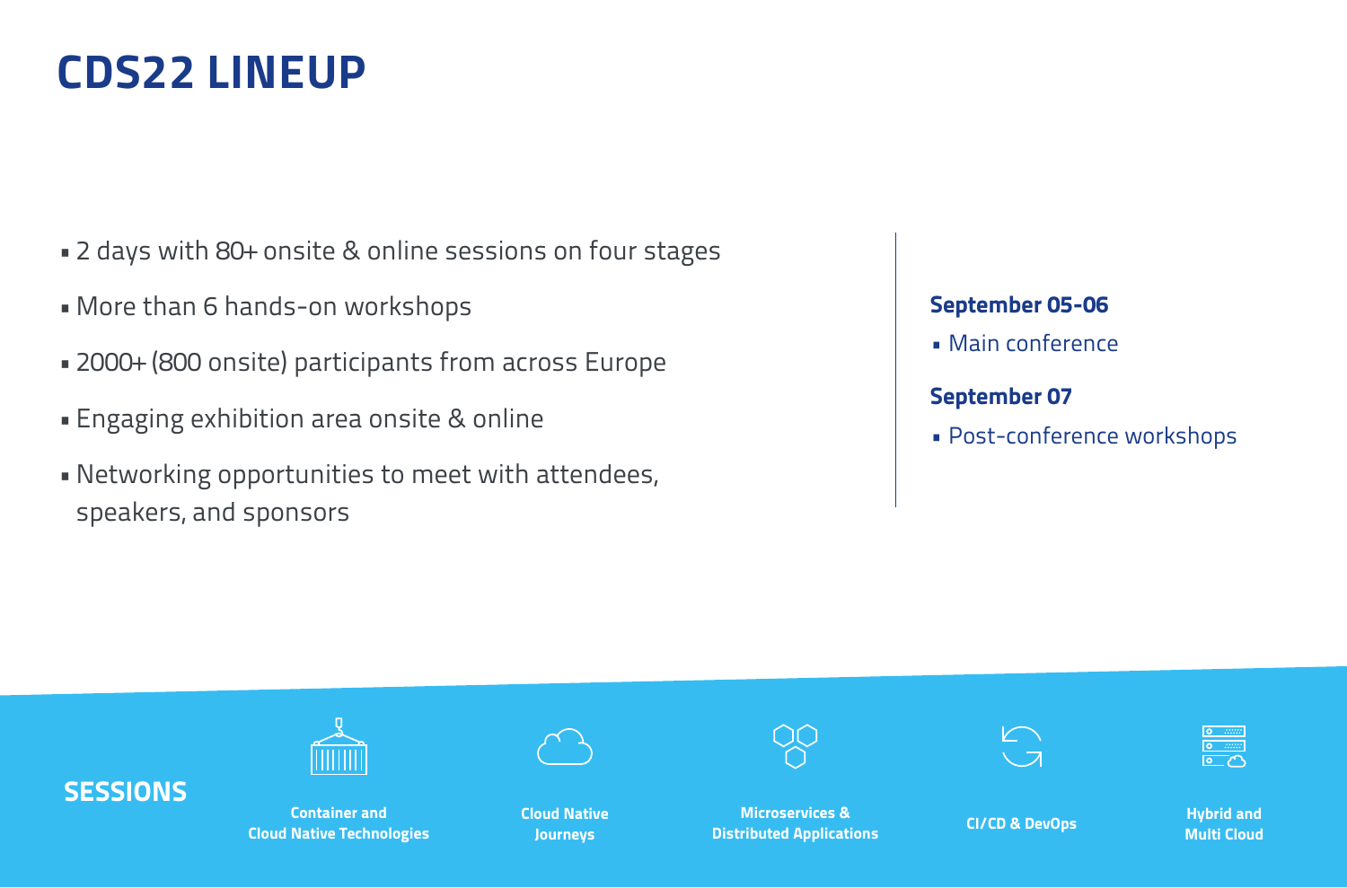# CDS22 LINEUP

- 2 days with 80+ onsite & online sessions on four stages
- More than 6 hands-on workshops
- 2000+ (800 onsite) participants from across Europe
- Engaging exhibition area onsite & online
- Networking opportunities to meet with attendees, speakers, and sponsors

**September 05-06**

- Main conference

**September 07**

- Post-conference workshops

## SESSIONS

- **Container and Cloud Native Technologies**
- **Cloud Native Journeys**
- **Microservices & Distributed Applications**
- **CI/CD & DevOps**
- **Hybrid and Multi Cloud**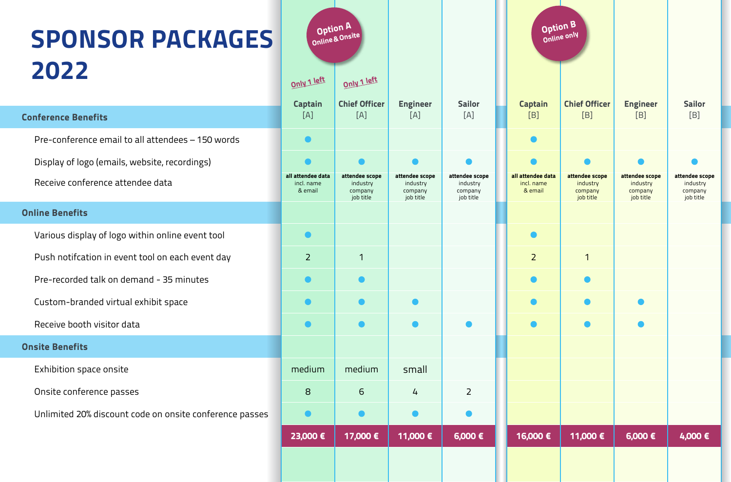# SPONSOR PACKAGES 2022

| | Option A – Online & Onsite | | | | Option B – Online only | | | |
|---|---|---|---|---|---|---|---|---|
| | *Only 1 left* | *Only 1 left* | | | | | | |
| **Conference Benefits** | **Captain** [A] | **Chief Officer** [A] | **Engineer** [A] | **Sailor** [A] | **Captain** [B] | **Chief Officer** [B] | **Engineer** [B] | **Sailor** [B] |
| Pre-conference email to all attendees – 150 words | ● | | | | ● | | | |
| Display of logo (emails, website, recordings) | ● | ● | ● | ● | ● | ● | ● | ● |
| Receive conference attendee data | **all attendee data** incl. name & email | **attendee scope** industry company job title | **attendee scope** industry company job title | **attendee scope** industry company job title | **all attendee data** incl. name & email | **attendee scope** industry company job title | **attendee scope** industry company job title | **attendee scope** industry company job title |
| **Online Benefits** | | | | | | | | |
| Various display of logo within online event tool | ● | | | | ● | | | |
| Push notifcation in event tool on each event day | 2 | 1 | | | 2 | 1 | | |
| Pre-recorded talk on demand - 35 minutes | ● | ● | | | ● | ● | | |
| Custom-branded virtual exhibit space | ● | ● | ● | | ● | ● | ● | |
| Receive booth visitor data | ● | ● | ● | ● | ● | ● | ● | |
| **Onsite Benefits** | | | | | | | | |
| Exhibition space onsite | medium | medium | small | | | | | |
| Onsite conference passes | 8 | 6 | 4 | 2 | | | | |
| Unlimited 20% discount code on onsite conference passes | ● | ● | ● | ● | | | | |
| | **23,000 €** | **17,000 €** | **11,000 €** | **6,000 €** | **16,000 €** | **11,000 €** | **6,000 €** | **4,000 €** |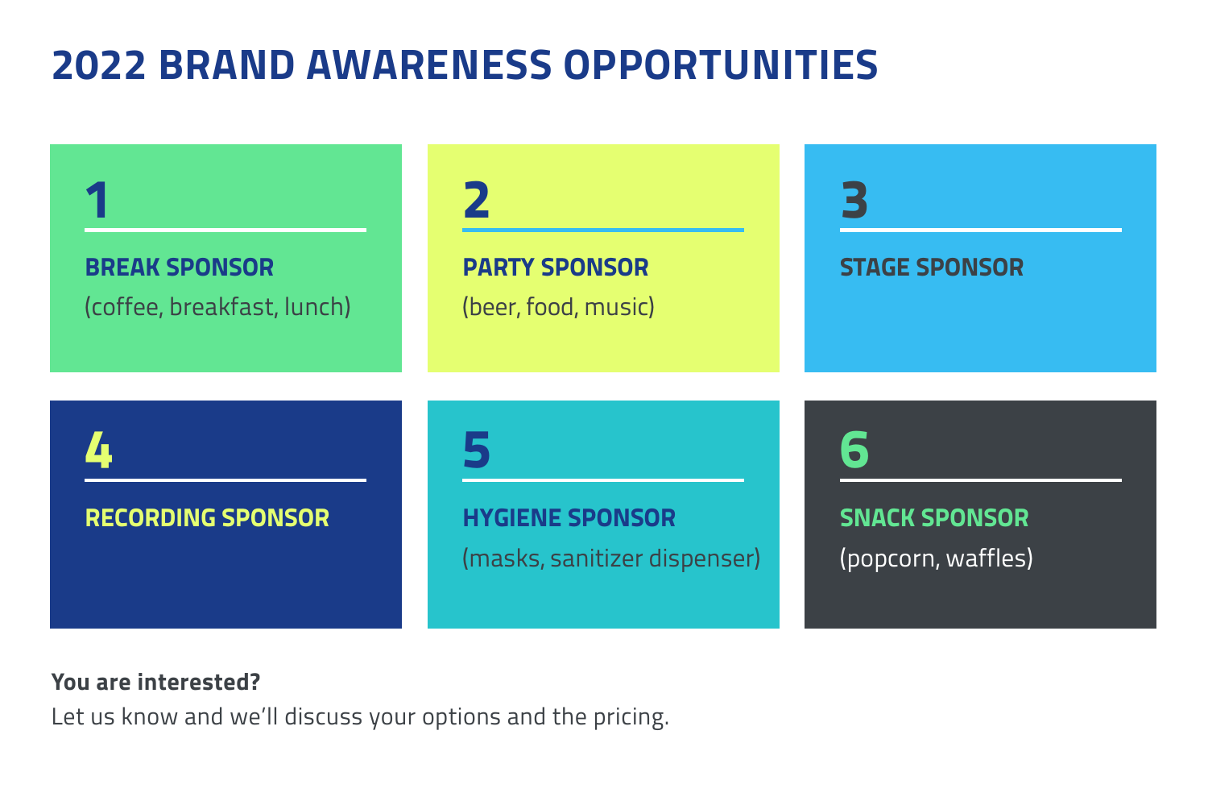# 2022 BRAND AWARENESS OPPORTUNITIES

## 1

**BREAK SPONSOR**

(coffee, breakfast, lunch)

## 2

**PARTY SPONSOR**

(beer, food, music)

## 3

**STAGE SPONSOR**

## 4

**RECORDING SPONSOR**

## 5

**HYGIENE SPONSOR**

(masks, sanitizer dispenser)

## 6

**SNACK SPONSOR**

(popcorn, waffles)

**You are interested?**

Let us know and we'll discuss your options and the pricing.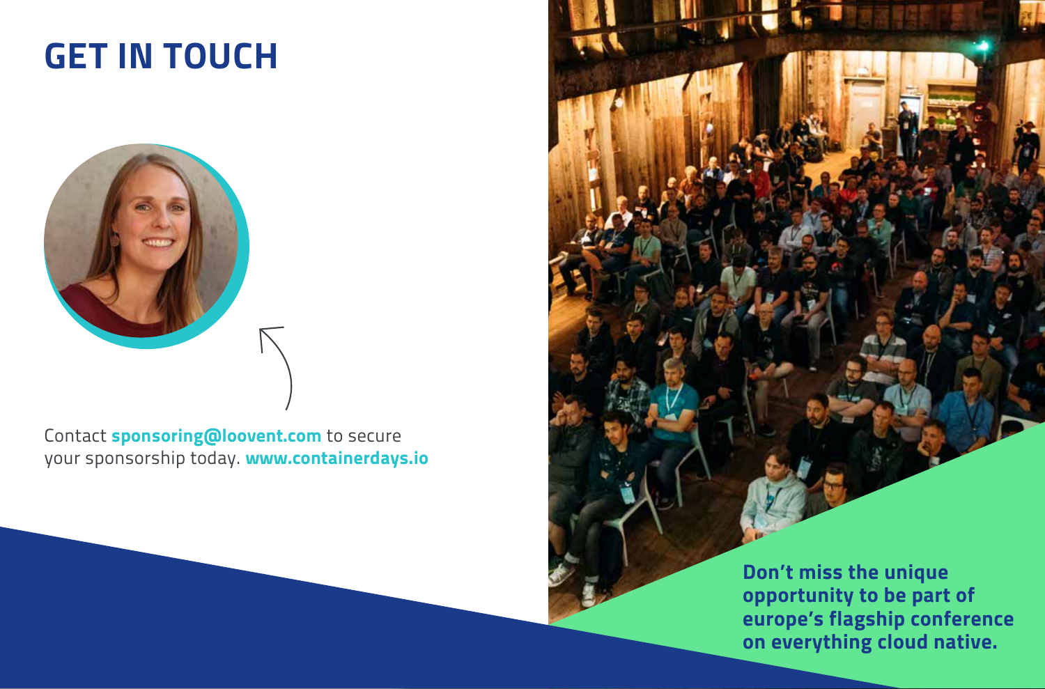# GET IN TOUCH

Contact **sponsoring@loovent.com** to secure your sponsorship today. **www.containerdays.io**

**Don't miss the unique opportunity to be part of europe's flagship conference on everything cloud native.**